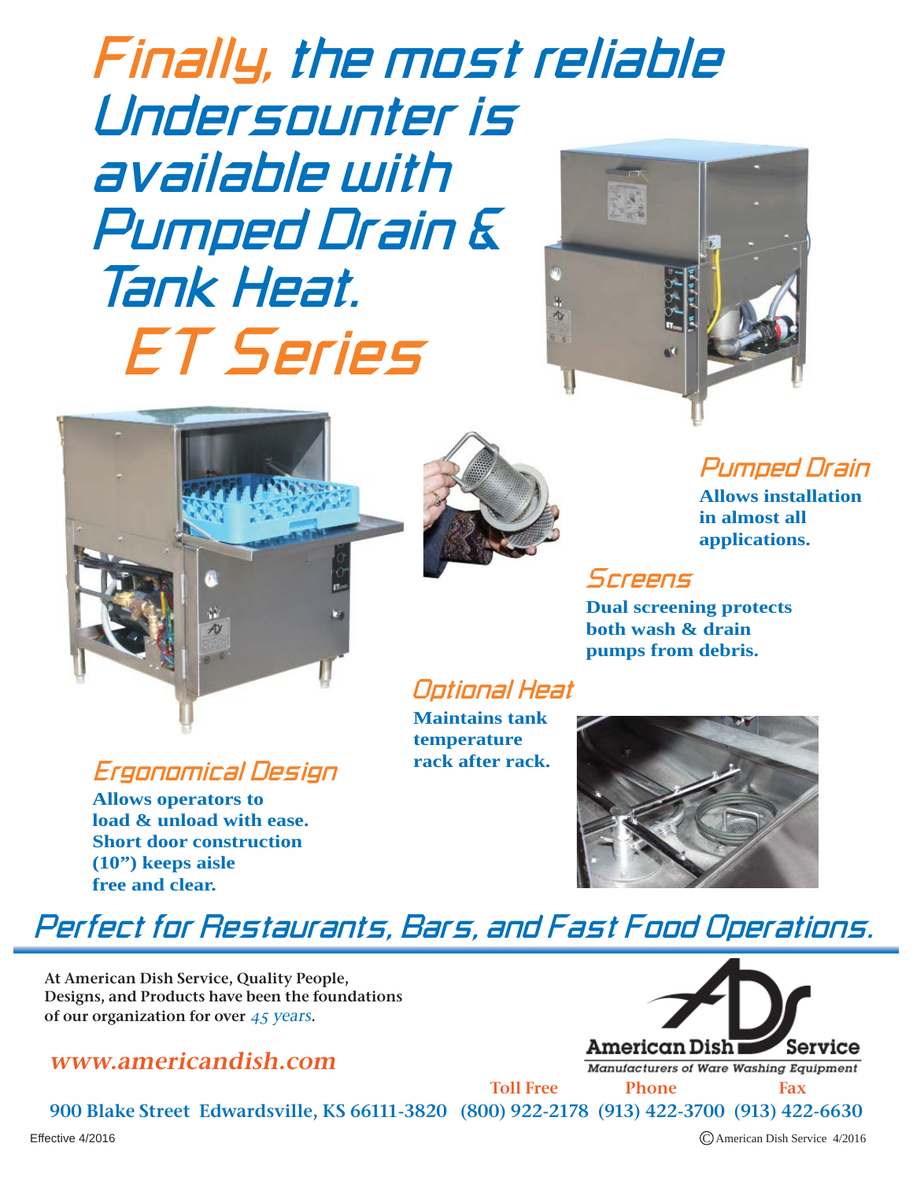# Finally, the most reliable Undersounter is available with Pumped Drain & Tank Heat.

# ET Series

## Pumped Drain

**Allows installation in almost all applications.**

## Screens

**Dual screening protects both wash & drain pumps from debris.**

## Optional Heat

**Maintains tank temperature rack after rack.**

## Ergonomical Design

**Allows operators to load & unload with ease. Short door construction (10") keeps aisle free and clear.**

## Perfect for Restaurants, Bars, and Fast Food Operations.

At American Dish Service, Quality People, Designs, and Products have been the foundations of our organization for over *45 years*.

*www.americandish.com*

American Dish Service
*Manufacturers of Ware Washing Equipment*

900 Blake Street Edwardsville, KS 66111-3820

| Toll Free | Phone | Fax |
| --- | --- | --- |
| (800) 922-2178 | (913) 422-3700 | (913) 422-6630 |

Effective 4/2016

© American Dish Service 4/2016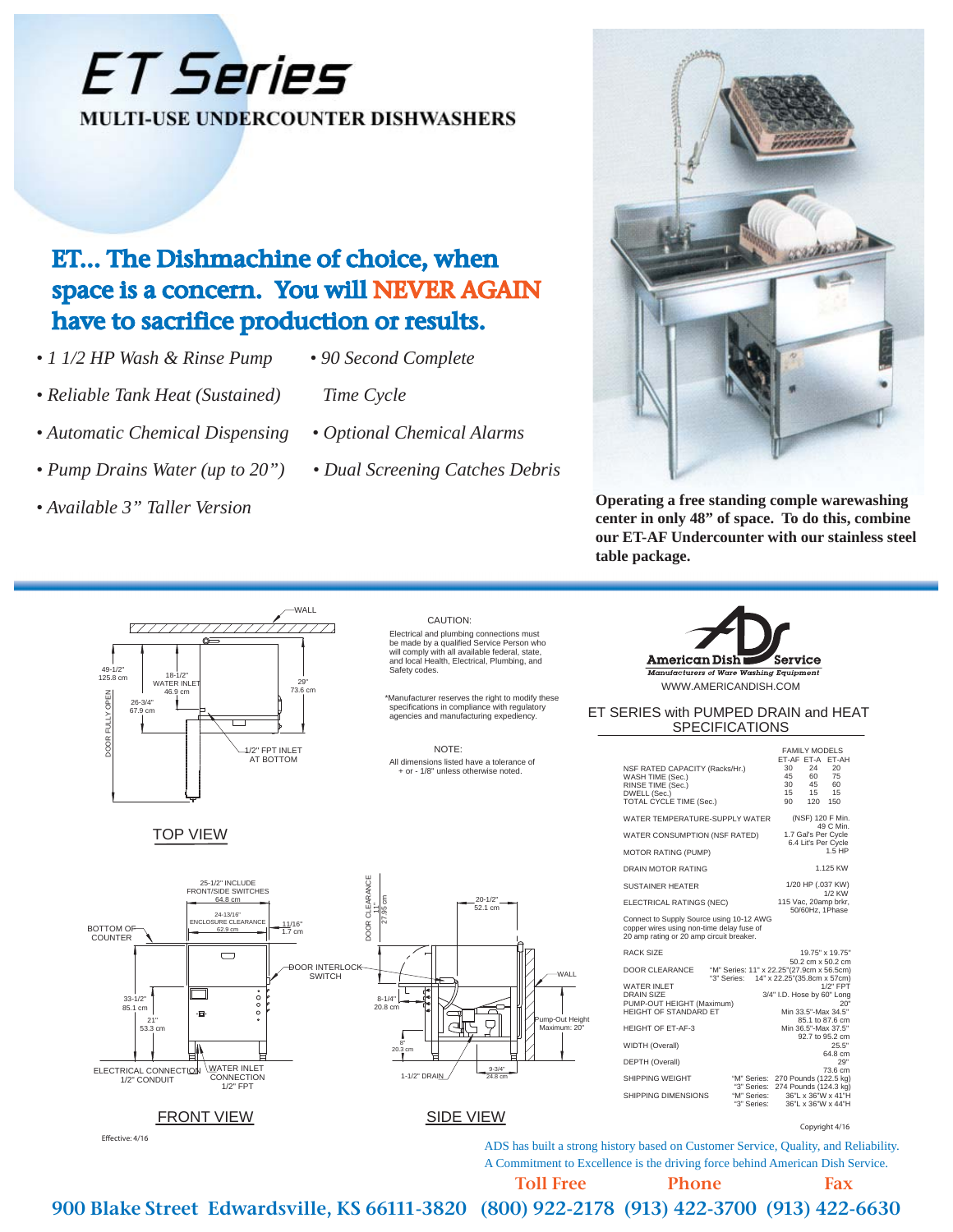# ET Series

**MULTI-USE UNDERCOUNTER DISHWASHERS**

## ET... The Dishmachine of choice, when space is a concern. You will NEVER AGAIN have to sacrifice production or results.

- *1 1/2 HP Wash & Rinse Pump*
- *Reliable Tank Heat (Sustained)*
- *Automatic Chemical Dispensing*
- *Pump Drains Water (up to 20")*
- *Available 3" Taller Version*
- *90 Second Complete Time Cycle*
- *Optional Chemical Alarms*
- *Dual Screening Catches Debris*

**Operating a free standing comple warewashing center in only 48" of space. To do this, combine our ET-AF Undercounter with our stainless steel table package.**

TOP VIEW

WALL
49-1/2" 125.8 cm
DOOR FULLY OPEN
18-1/2" WATER INLET 46.9 cm
26-3/4" 67.9 cm
29" 73.6 cm
1/2" FPT INLET AT BOTTOM

CAUTION:

Electrical and plumbing connections must be made by a qualified Service Person who will comply with all available federal, state, and local Health, Electrical, Plumbing, and Safety codes.

*Manufacturer reserves the right to modify these specifications in compliance with regulatory agencies and manufacturing expediency.

NOTE:

All dimensions listed have a tolerance of + or - 1/8" unless otherwise noted.

FRONT VIEW

25-1/2" INCLUDE FRONT/SIDE SWITCHES 64.8 cm
24-13/16" ENCLOSURE CLEARANCE 62.9 cm
11/16" 1.7 cm
BOTTOM OF COUNTER
DOOR INTERLOCK SWITCH
33-1/2" 85.1 cm
21" 53.3 cm
ELECTRICAL CONNECTION 1/2" CONDUIT
WATER INLET CONNECTION 1/2" FPT

SIDE VIEW

DOOR CLEARANCE 11" 27.95 cm
20-1/2" 52.1 cm
WALL
8-1/4" 20.8 cm
8" 20.3 cm
Pump-Out Height Maximum: 20"
1-1/2" DRAIN
9-3/4" 24.8 cm

American Dish Service
*Manufacturers of Ware Washing Equipment*
WWW.AMERICANDISH.COM

## ET SERIES with PUMPED DRAIN and HEAT SPECIFICATIONS

| | FAMILY MODELS | | |
|---|---|---|---|
| | ET-AF | ET-A | ET-AH |
| NSF RATED CAPACITY (Racks/Hr.) | 30 | 24 | 20 |
| WASH TIME (Sec.) | 45 | 60 | 75 |
| RINSE TIME (Sec.) | 30 | 45 | 60 |
| DWELL (Sec.) | 15 | 15 | 15 |
| TOTAL CYCLE TIME (Sec.) | 90 | 120 | 150 |

| | |
|---|---|
| WATER TEMPERATURE-SUPPLY WATER | (NSF) 120 F Min. 49 C Min. |
| WATER CONSUMPTION (NSF RATED) | 1.7 Gal's Per Cycle 6.4 Lit's Per Cycle |
| MOTOR RATING (PUMP) | 1.5 HP |
| DRAIN MOTOR RATING | 1.125 KW |
| SUSTAINER HEATER | 1/20 HP (.037 KW) 1/2 KW |
| ELECTRICAL RATINGS (NEC) | 115 Vac, 20amp brkr, 50/60Hz, 1Phase |
| Connect to Supply Source using 10-12 AWG copper wires using non-time delay fuse of 20 amp rating or 20 amp circuit breaker. | |
| RACK SIZE | 19.75" x 19.75" 50.2 cm x 50.2 cm |
| DOOR CLEARANCE | "M" Series: 11" x 22.25"(27.9cm x 56.5cm) "3" Series: 14" x 22.25"(35.8cm x 57cm) |
| WATER INLET | 1/2" FPT |
| DRAIN SIZE | 3/4" I.D. Hose by 60" Long |
| PUMP-OUT HEIGHT (Maximum) | 20" |
| HEIGHT OF STANDARD ET | Min 33.5"-Max 34.5" 85.1 to 87.6 cm |
| HEIGHT OF ET-AF-3 | Min 36.5"-Max 37.5" 92.7 to 95.2 cm |
| WIDTH (Overall) | 25.5" 64.8 cm |
| DEPTH (Overall) | 29" 73.6 cm |
| SHIPPING WEIGHT | "M" Series: 270 Pounds (122.5 kg) "3" Series: 274 Pounds (124.3 kg) |
| SHIPPING DIMENSIONS | "M" Series: 36"L x 36"W x 41"H "3" Series: 36"L x 36"W x 44"H |

Copyright 4/16

Effective: 4/16

ADS has built a strong history based on Customer Service, Quality, and Reliability.
A Commitment to Excellence is the driving force behind American Dish Service.

**900 Blake Street Edwardsville, KS 66111-3820 Toll Free (800) 922-2178 Phone (913) 422-3700 Fax (913) 422-6630**